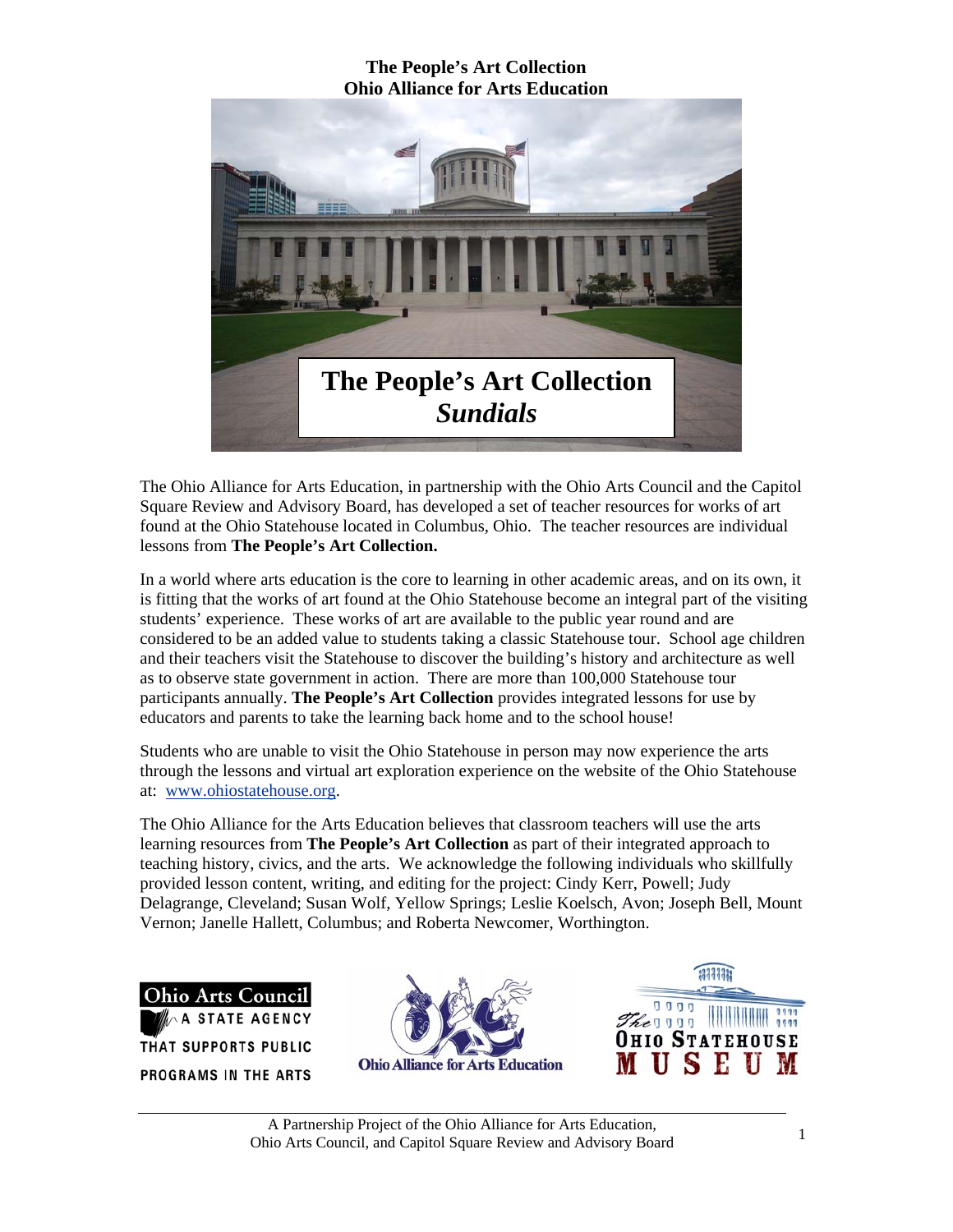# The People's Art Collection
# Ohio Alliance for Arts Education

## The People's Art Collection
## *Sundials*

The Ohio Alliance for Arts Education, in partnership with the Ohio Arts Council and the Capitol Square Review and Advisory Board, has developed a set of teacher resources for works of art found at the Ohio Statehouse located in Columbus, Ohio. The teacher resources are individual lessons from **The People's Art Collection.**

In a world where arts education is the core to learning in other academic areas, and on its own, it is fitting that the works of art found at the Ohio Statehouse become an integral part of the visiting students' experience. These works of art are available to the public year round and are considered to be an added value to students taking a classic Statehouse tour. School age children and their teachers visit the Statehouse to discover the building's history and architecture as well as to observe state government in action. There are more than 100,000 Statehouse tour participants annually. **The People's Art Collection** provides integrated lessons for use by educators and parents to take the learning back home and to the school house!

Students who are unable to visit the Ohio Statehouse in person may now experience the arts through the lessons and virtual art exploration experience on the website of the Ohio Statehouse at: www.ohiostatehouse.org.

The Ohio Alliance for the Arts Education believes that classroom teachers will use the arts learning resources from **The People's Art Collection** as part of their integrated approach to teaching history, civics, and the arts. We acknowledge the following individuals who skillfully provided lesson content, writing, and editing for the project: Cindy Kerr, Powell; Judy Delagrange, Cleveland; Susan Wolf, Yellow Springs; Leslie Koelsch, Avon; Joseph Bell, Mount Vernon; Janelle Hallett, Columbus; and Roberta Newcomer, Worthington.

Ohio Arts Council — A State Agency That Supports Public Programs in the Arts

Ohio Alliance for Arts Education

The Ohio Statehouse Museum

A Partnership Project of the Ohio Alliance for Arts Education, Ohio Arts Council, and Capitol Square Review and Advisory Board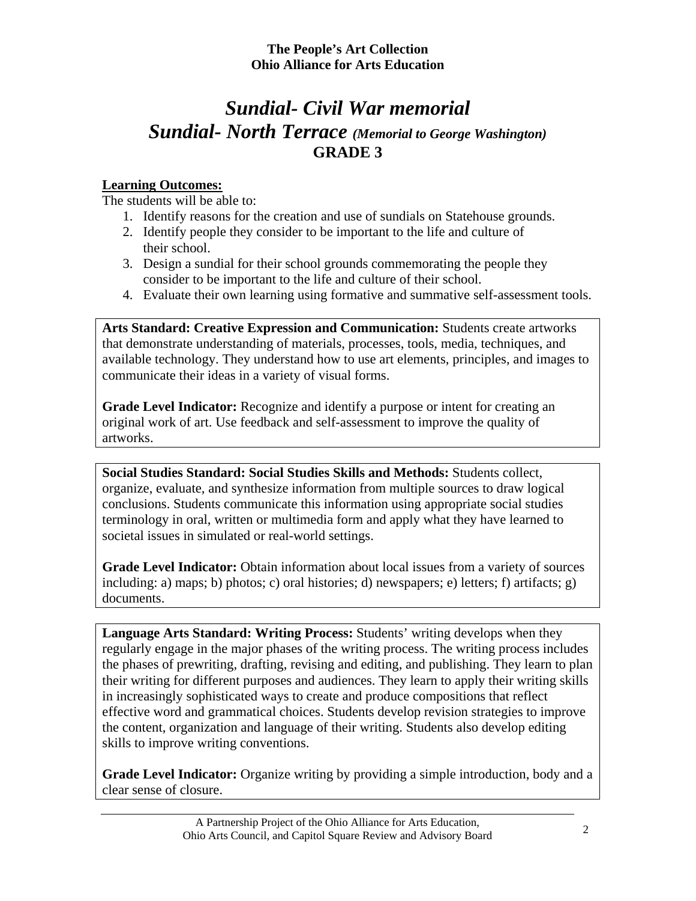**The People's Art Collection**
**Ohio Alliance for Arts Education**

# *Sundial- Civil War memorial*
# *Sundial- North Terrace (Memorial to George Washington)*
## GRADE 3

**Learning Outcomes:**

The students will be able to:

1. Identify reasons for the creation and use of sundials on Statehouse grounds.
2. Identify people they consider to be important to the life and culture of their school.
3. Design a sundial for their school grounds commemorating the people they consider to be important to the life and culture of their school.
4. Evaluate their own learning using formative and summative self-assessment tools.

**Arts Standard: Creative Expression and Communication:** Students create artworks that demonstrate understanding of materials, processes, tools, media, techniques, and available technology. They understand how to use art elements, principles, and images to communicate their ideas in a variety of visual forms.

**Grade Level Indicator:** Recognize and identify a purpose or intent for creating an original work of art. Use feedback and self-assessment to improve the quality of artworks.

**Social Studies Standard: Social Studies Skills and Methods:** Students collect, organize, evaluate, and synthesize information from multiple sources to draw logical conclusions. Students communicate this information using appropriate social studies terminology in oral, written or multimedia form and apply what they have learned to societal issues in simulated or real-world settings.

**Grade Level Indicator:** Obtain information about local issues from a variety of sources including: a) maps; b) photos; c) oral histories; d) newspapers; e) letters; f) artifacts; g) documents.

**Language Arts Standard: Writing Process:** Students' writing develops when they regularly engage in the major phases of the writing process. The writing process includes the phases of prewriting, drafting, revising and editing, and publishing. They learn to plan their writing for different purposes and audiences. They learn to apply their writing skills in increasingly sophisticated ways to create and produce compositions that reflect effective word and grammatical choices. Students develop revision strategies to improve the content, organization and language of their writing. Students also develop editing skills to improve writing conventions.

**Grade Level Indicator:** Organize writing by providing a simple introduction, body and a clear sense of closure.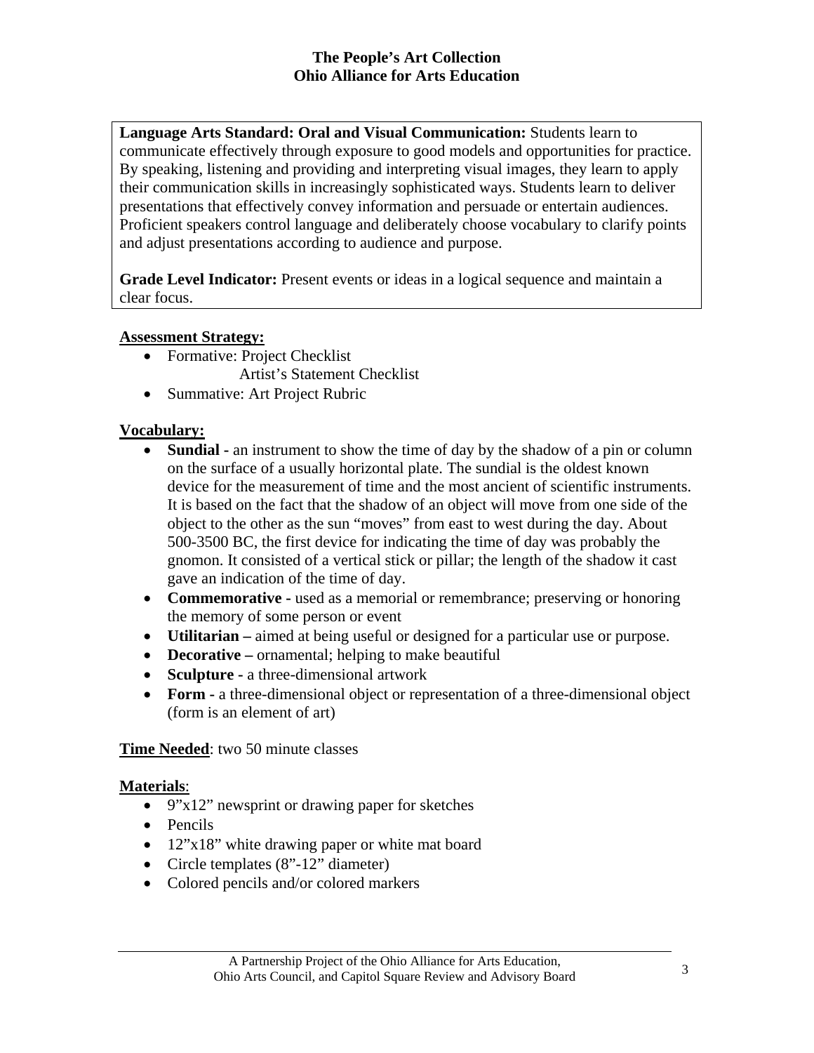**Language Arts Standard: Oral and Visual Communication:** Students learn to communicate effectively through exposure to good models and opportunities for practice. By speaking, listening and providing and interpreting visual images, they learn to apply their communication skills in increasingly sophisticated ways. Students learn to deliver presentations that effectively convey information and persuade or entertain audiences. Proficient speakers control language and deliberately choose vocabulary to clarify points and adjust presentations according to audience and purpose.

**Grade Level Indicator:** Present events or ideas in a logical sequence and maintain a clear focus.

**Assessment Strategy:**

- Formative: Project Checklist
  Artist's Statement Checklist
- Summative: Art Project Rubric

**Vocabulary:**

- **Sundial -** an instrument to show the time of day by the shadow of a pin or column on the surface of a usually horizontal plate. The sundial is the oldest known device for the measurement of time and the most ancient of scientific instruments. It is based on the fact that the shadow of an object will move from one side of the object to the other as the sun "moves" from east to west during the day. About 500-3500 BC, the first device for indicating the time of day was probably the gnomon. It consisted of a vertical stick or pillar; the length of the shadow it cast gave an indication of the time of day.
- **Commemorative -** used as a memorial or remembrance; preserving or honoring the memory of some person or event
- **Utilitarian –** aimed at being useful or designed for a particular use or purpose.
- **Decorative –** ornamental; helping to make beautiful
- **Sculpture -** a three-dimensional artwork
- **Form -** a three-dimensional object or representation of a three-dimensional object (form is an element of art)

**Time Needed**: two 50 minute classes

**Materials**:

- 9"x12" newsprint or drawing paper for sketches
- Pencils
- 12"x18" white drawing paper or white mat board
- Circle templates (8"-12" diameter)
- Colored pencils and/or colored markers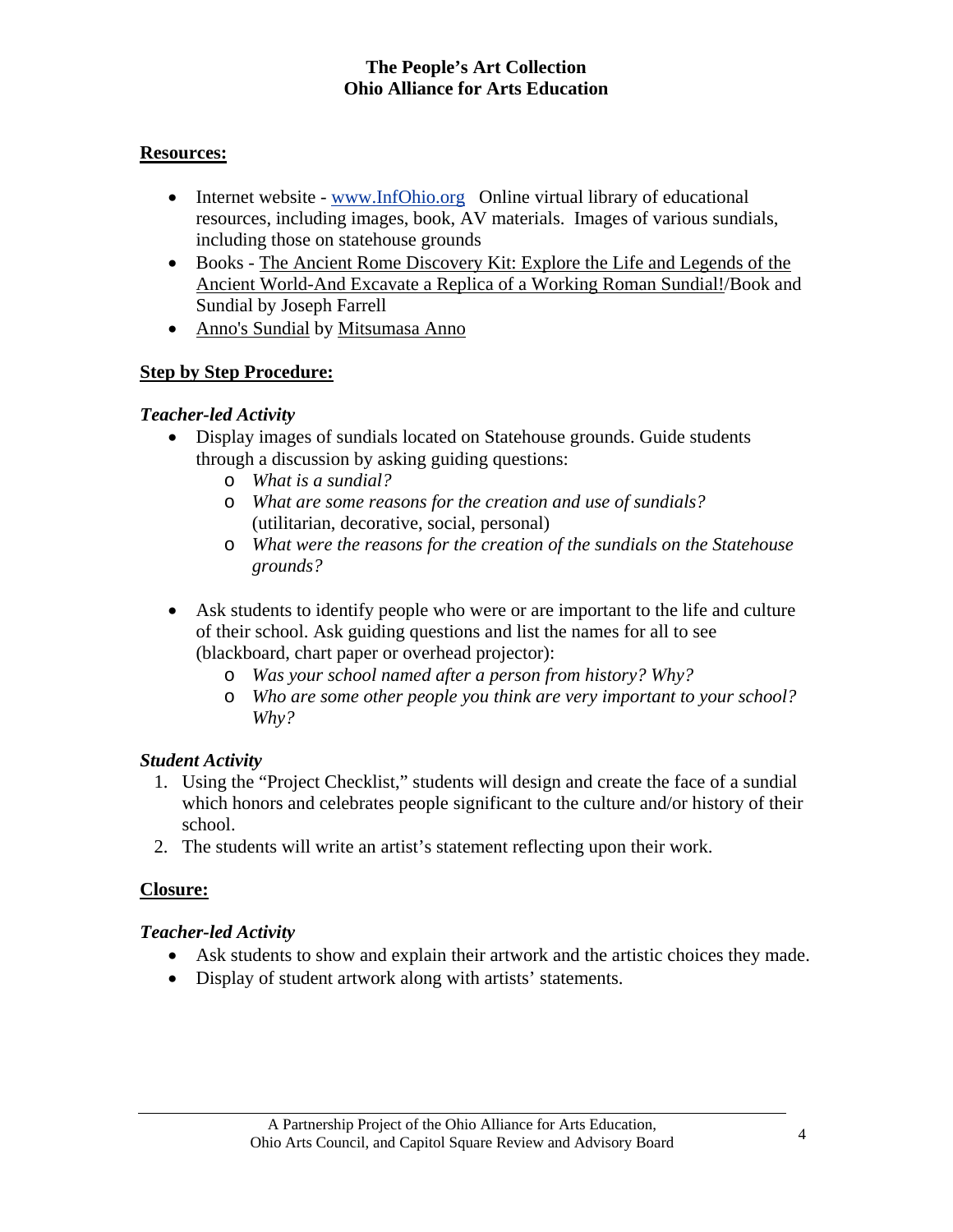**Resources:**

- Internet website - www.InfOhio.org  Online virtual library of educational resources, including images, book, AV materials.  Images of various sundials, including those on statehouse grounds
- Books - The Ancient Rome Discovery Kit: Explore the Life and Legends of the Ancient World-And Excavate a Replica of a Working Roman Sundial!/Book and Sundial by Joseph Farrell
- Anno's Sundial by Mitsumasa Anno

**Step by Step Procedure:**

***Teacher-led Activity***

- Display images of sundials located on Statehouse grounds. Guide students through a discussion by asking guiding questions:
  - *What is a sundial?*
  - *What are some reasons for the creation and use of sundials?* (utilitarian, decorative, social, personal)
  - *What were the reasons for the creation of the sundials on the Statehouse grounds?*

- Ask students to identify people who were or are important to the life and culture of their school. Ask guiding questions and list the names for all to see (blackboard, chart paper or overhead projector):
  - *Was your school named after a person from history? Why?*
  - *Who are some other people you think are very important to your school? Why?*

***Student Activity***

1. Using the "Project Checklist," students will design and create the face of a sundial which honors and celebrates people significant to the culture and/or history of their school.
2. The students will write an artist's statement reflecting upon their work.

**Closure:**

***Teacher-led Activity***

- Ask students to show and explain their artwork and the artistic choices they made.
- Display of student artwork along with artists' statements.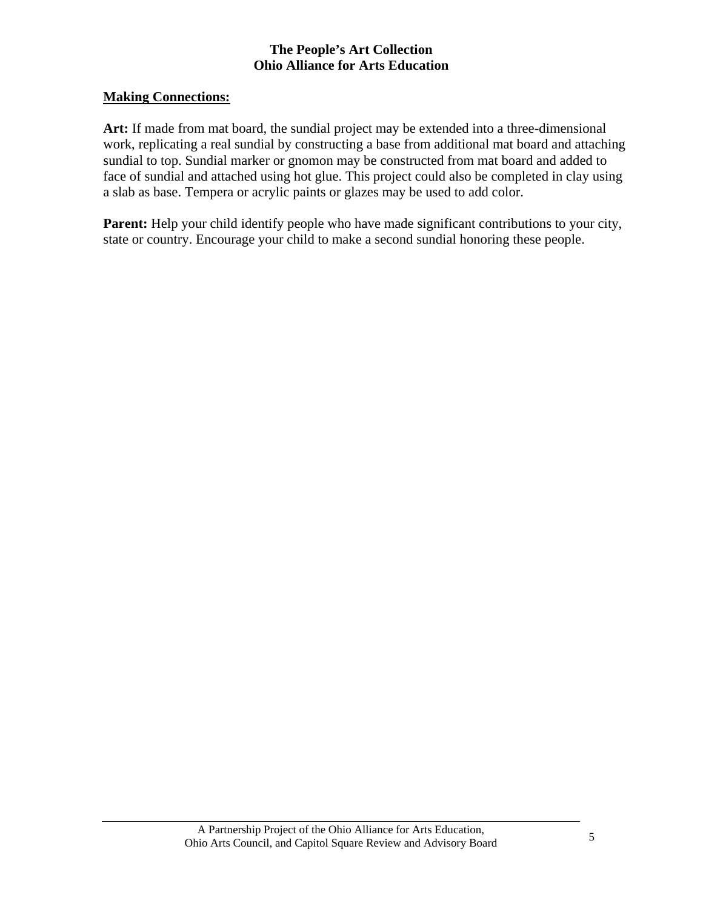**Making Connections:**

**Art:** If made from mat board, the sundial project may be extended into a three-dimensional work, replicating a real sundial by constructing a base from additional mat board and attaching sundial to top. Sundial marker or gnomon may be constructed from mat board and added to face of sundial and attached using hot glue. This project could also be completed in clay using a slab as base. Tempera or acrylic paints or glazes may be used to add color.

**Parent:** Help your child identify people who have made significant contributions to your city, state or country. Encourage your child to make a second sundial honoring these people.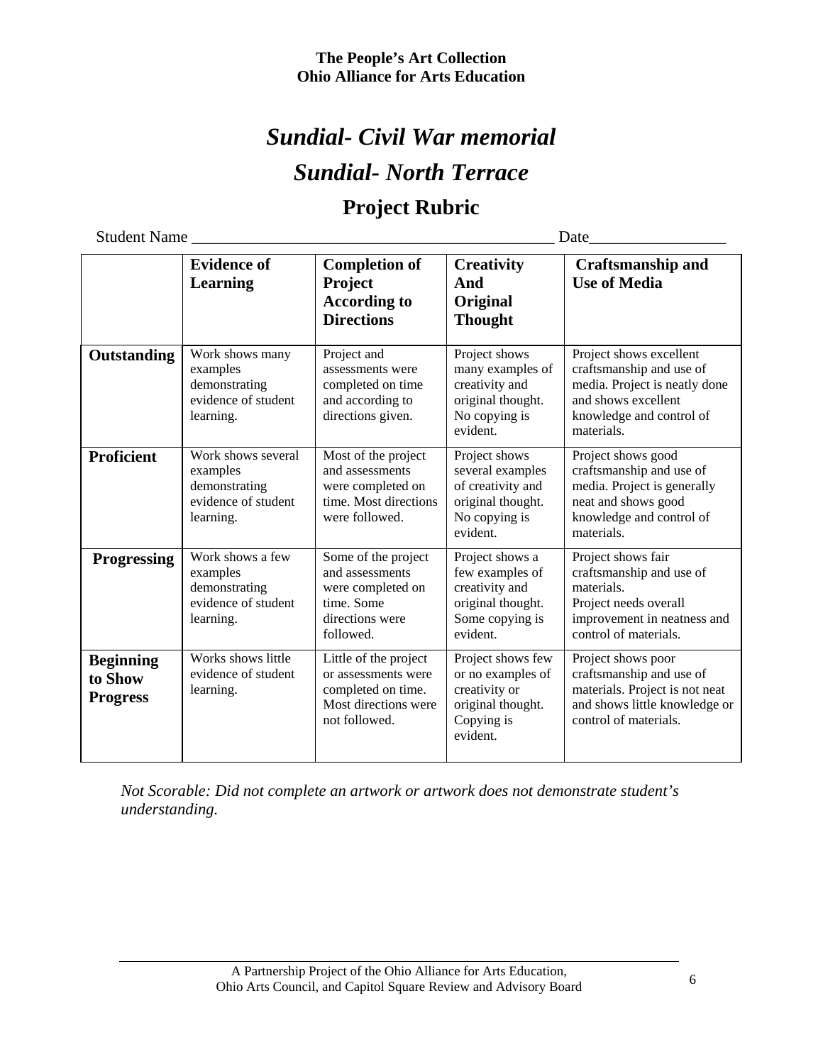**The People's Art Collection**
**Ohio Alliance for Arts Education**

# *Sundial- Civil War memorial*

# *Sundial- North Terrace*

## Project Rubric

Student Name ____________________________________________ Date________________

| | Evidence of Learning | Completion of Project According to Directions | Creativity And Original Thought | Craftsmanship and Use of Media |
|---|---|---|---|---|
| **Outstanding** | Work shows many examples demonstrating evidence of student learning. | Project and assessments were completed on time and according to directions given. | Project shows many examples of creativity and original thought. No copying is evident. | Project shows excellent craftsmanship and use of media. Project is neatly done and shows excellent knowledge and control of materials. |
| **Proficient** | Work shows several examples demonstrating evidence of student learning. | Most of the project and assessments were completed on time. Most directions were followed. | Project shows several examples of creativity and original thought. No copying is evident. | Project shows good craftsmanship and use of media. Project is generally neat and shows good knowledge and control of materials. |
| **Progressing** | Work shows a few examples demonstrating evidence of student learning. | Some of the project and assessments were completed on time. Some directions were followed. | Project shows a few examples of creativity and original thought. Some copying is evident. | Project shows fair craftsmanship and use of materials. Project needs overall improvement in neatness and control of materials. |
| **Beginning to Show Progress** | Works shows little evidence of student learning. | Little of the project or assessments were completed on time. Most directions were not followed. | Project shows few or no examples of creativity or original thought. Copying is evident. | Project shows poor craftsmanship and use of materials. Project is not neat and shows little knowledge or control of materials. |

*Not Scorable: Did not complete an artwork or artwork does not demonstrate student's understanding.*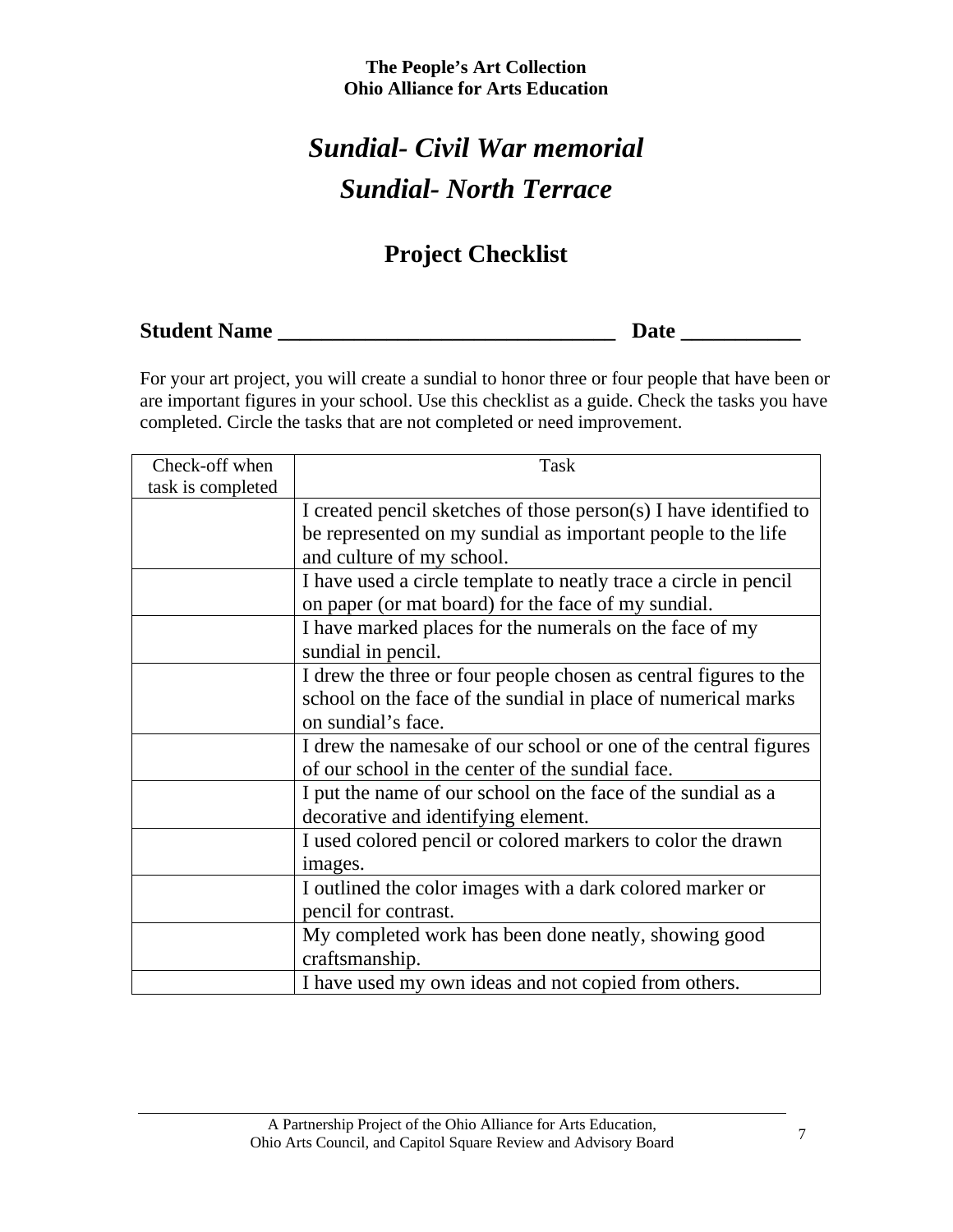**The People's Art Collection**
**Ohio Alliance for Arts Education**

# *Sundial- Civil War memorial*
# *Sundial- North Terrace*

## Project Checklist

**Student Name \_\_\_\_\_\_\_\_\_\_\_\_\_\_\_\_\_\_\_\_\_\_\_\_\_\_\_\_\_\_\_\_ Date \_\_\_\_\_\_\_\_\_\_\_**

For your art project, you will create a sundial to honor three or four people that have been or are important figures in your school. Use this checklist as a guide. Check the tasks you have completed. Circle the tasks that are not completed or need improvement.

| Check-off when task is completed | Task |
|---|---|
| | I created pencil sketches of those person(s) I have identified to be represented on my sundial as important people to the life and culture of my school. |
| | I have used a circle template to neatly trace a circle in pencil on paper (or mat board) for the face of my sundial. |
| | I have marked places for the numerals on the face of my sundial in pencil. |
| | I drew the three or four people chosen as central figures to the school on the face of the sundial in place of numerical marks on sundial's face. |
| | I drew the namesake of our school or one of the central figures of our school in the center of the sundial face. |
| | I put the name of our school on the face of the sundial as a decorative and identifying element. |
| | I used colored pencil or colored markers to color the drawn images. |
| | I outlined the color images with a dark colored marker or pencil for contrast. |
| | My completed work has been done neatly, showing good craftsmanship. |
| | I have used my own ideas and not copied from others. |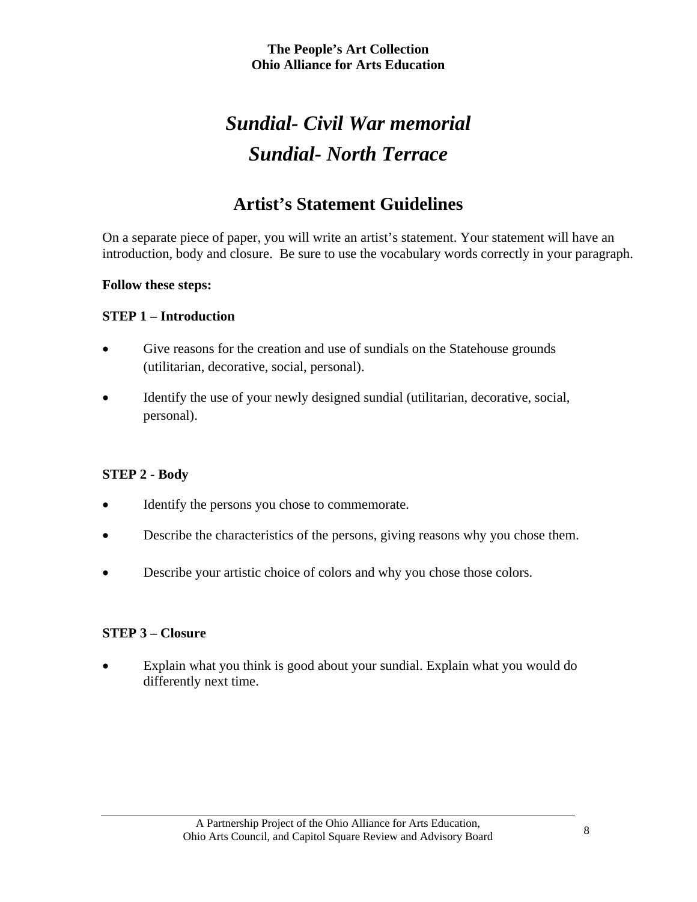# *Sundial- Civil War memorial*

# *Sundial- North Terrace*

## Artist's Statement Guidelines

On a separate piece of paper, you will write an artist's statement. Your statement will have an introduction, body and closure. Be sure to use the vocabulary words correctly in your paragraph.

**Follow these steps:**

**STEP 1 – Introduction**

- Give reasons for the creation and use of sundials on the Statehouse grounds (utilitarian, decorative, social, personal).
- Identify the use of your newly designed sundial (utilitarian, decorative, social, personal).

**STEP 2 - Body**

- Identify the persons you chose to commemorate.
- Describe the characteristics of the persons, giving reasons why you chose them.
- Describe your artistic choice of colors and why you chose those colors.

**STEP 3 – Closure**

- Explain what you think is good about your sundial. Explain what you would do differently next time.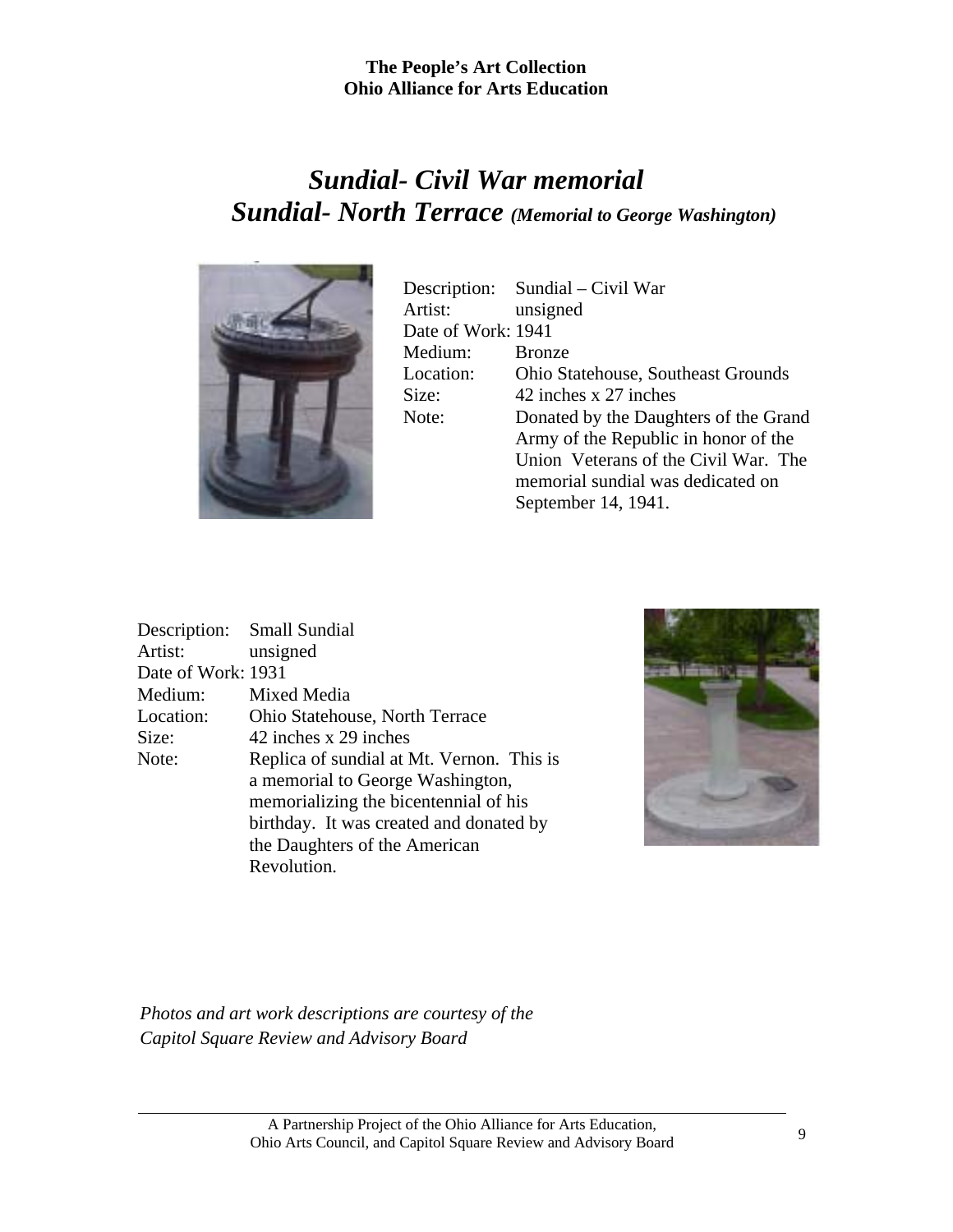# *Sundial- Civil War memorial*
## *Sundial- North Terrace (Memorial to George Washington)*

| | |
|---|---|
| Description: | Sundial – Civil War |
| Artist: | unsigned |
| Date of Work: | 1941 |
| Medium: | Bronze |
| Location: | Ohio Statehouse, Southeast Grounds |
| Size: | 42 inches x 27 inches |
| Note: | Donated by the Daughters of the Grand Army of the Republic in honor of the Union Veterans of the Civil War. The memorial sundial was dedicated on September 14, 1941. |

| | |
|---|---|
| Description: | Small Sundial |
| Artist: | unsigned |
| Date of Work: | 1931 |
| Medium: | Mixed Media |
| Location: | Ohio Statehouse, North Terrace |
| Size: | 42 inches x 29 inches |
| Note: | Replica of sundial at Mt. Vernon. This is a memorial to George Washington, memorializing the bicentennial of his birthday. It was created and donated by the Daughters of the American Revolution. |

*Photos and art work descriptions are courtesy of the Capitol Square Review and Advisory Board*